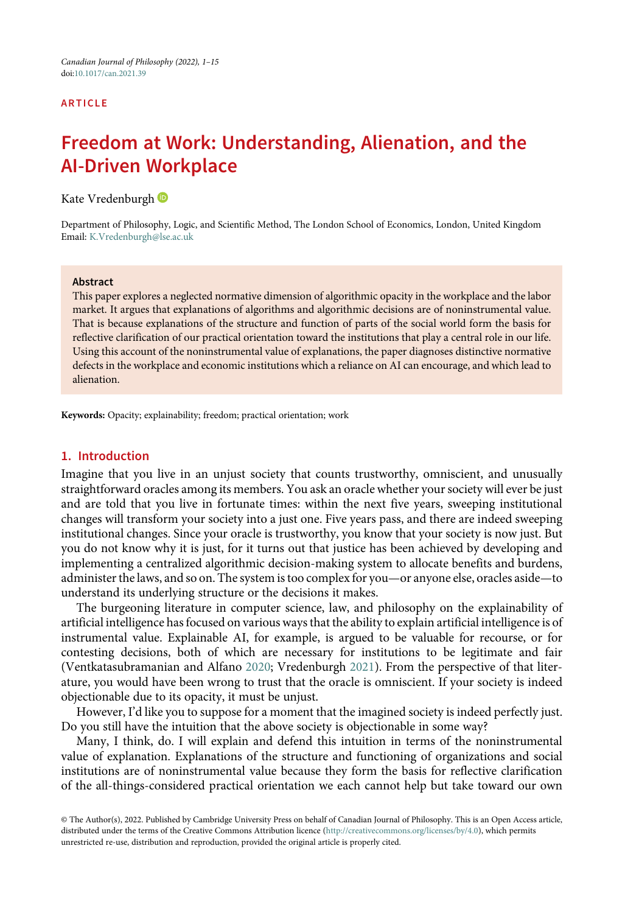ARTICLE

# Freedom at Work: Understanding, Alienation, and the AI-Driven Workplace

Kate Vredenburgh

Department of Philosophy, Logic, and Scientific Method, The London School of Economics, London, United Kingdom
Email: K.Vredenburgh@lse.ac.uk

**Abstract**

This paper explores a neglected normative dimension of algorithmic opacity in the workplace and the labor market. It argues that explanations of algorithms and algorithmic decisions are of noninstrumental value. That is because explanations of the structure and function of parts of the social world form the basis for reflective clarification of our practical orientation toward the institutions that play a central role in our life. Using this account of the noninstrumental value of explanations, the paper diagnoses distinctive normative defects in the workplace and economic institutions which a reliance on AI can encourage, and which lead to alienation.

**Keywords:** Opacity; explainability; freedom; practical orientation; work

## 1. Introduction

Imagine that you live in an unjust society that counts trustworthy, omniscient, and unusually straightforward oracles among its members. You ask an oracle whether your society will ever be just and are told that you live in fortunate times: within the next five years, sweeping institutional changes will transform your society into a just one. Five years pass, and there are indeed sweeping institutional changes. Since your oracle is trustworthy, you know that your society is now just. But you do not know why it is just, for it turns out that justice has been achieved by developing and implementing a centralized algorithmic decision-making system to allocate benefits and burdens, administer the laws, and so on. The system is too complex for you—or anyone else, oracles aside—to understand its underlying structure or the decisions it makes.

The burgeoning literature in computer science, law, and philosophy on the explainability of artificial intelligence has focused on various ways that the ability to explain artificial intelligence is of instrumental value. Explainable AI, for example, is argued to be valuable for recourse, or for contesting decisions, both of which are necessary for institutions to be legitimate and fair (Ventkatasubramanian and Alfano 2020; Vredenburgh 2021). From the perspective of that literature, you would have been wrong to trust that the oracle is omniscient. If your society is indeed objectionable due to its opacity, it must be unjust.

However, I'd like you to suppose for a moment that the imagined society is indeed perfectly just. Do you still have the intuition that the above society is objectionable in some way?

Many, I think, do. I will explain and defend this intuition in terms of the noninstrumental value of explanation. Explanations of the structure and functioning of organizations and social institutions are of noninstrumental value because they form the basis for reflective clarification of the all-things-considered practical orientation we each cannot help but take toward our own

© The Author(s), 2022. Published by Cambridge University Press on behalf of Canadian Journal of Philosophy. This is an Open Access article, distributed under the terms of the Creative Commons Attribution licence (http://creativecommons.org/licenses/by/4.0), which permits unrestricted re-use, distribution and reproduction, provided the original article is properly cited.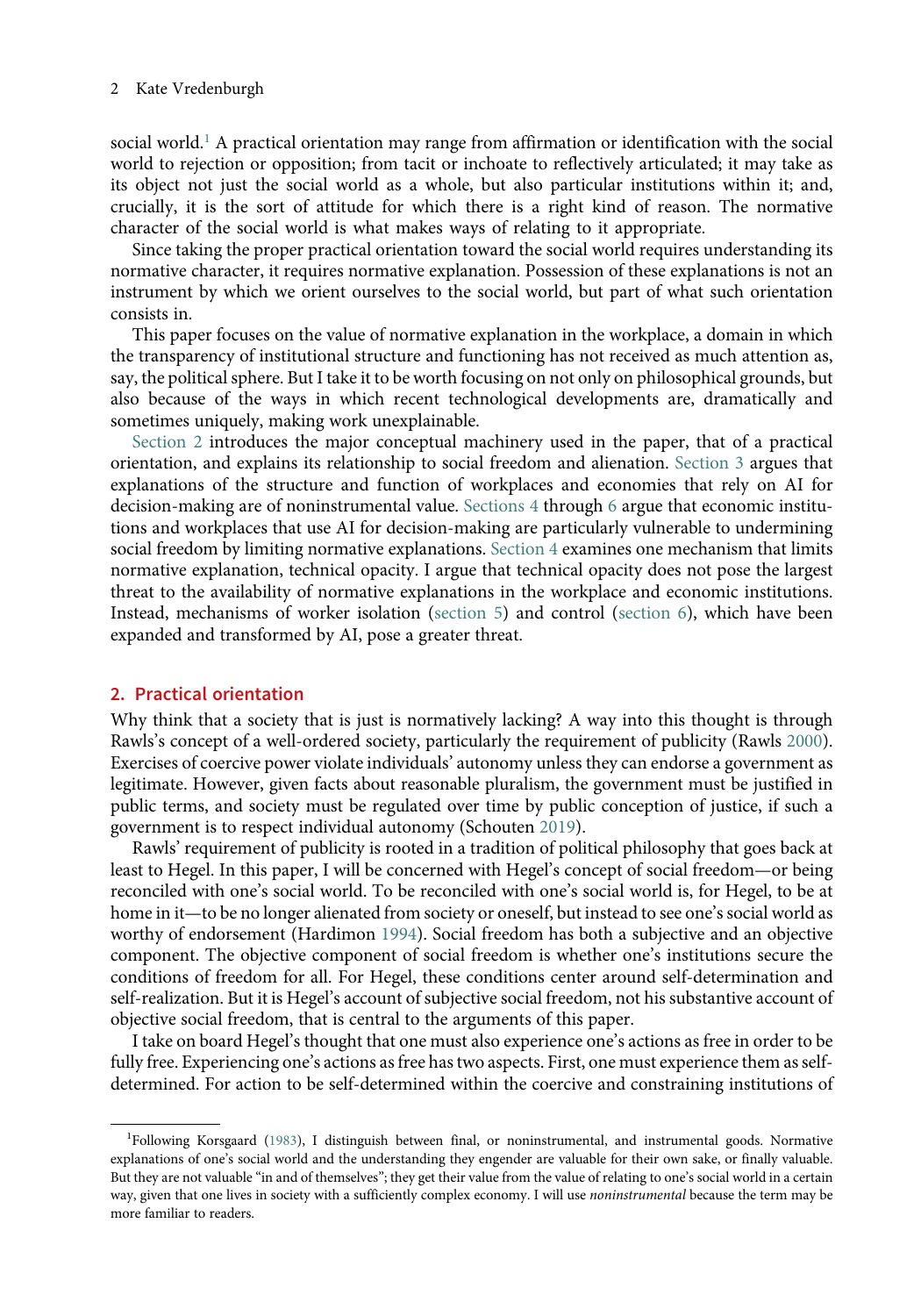social world.[1] A practical orientation may range from affirmation or identification with the social world to rejection or opposition; from tacit or inchoate to reflectively articulated; it may take as its object not just the social world as a whole, but also particular institutions within it; and, crucially, it is the sort of attitude for which there is a right kind of reason. The normative character of the social world is what makes ways of relating to it appropriate.

Since taking the proper practical orientation toward the social world requires understanding its normative character, it requires normative explanation. Possession of these explanations is not an instrument by which we orient ourselves to the social world, but part of what such orientation consists in.

This paper focuses on the value of normative explanation in the workplace, a domain in which the transparency of institutional structure and functioning has not received as much attention as, say, the political sphere. But I take it to be worth focusing on not only on philosophical grounds, but also because of the ways in which recent technological developments are, dramatically and sometimes uniquely, making work unexplainable.

Section 2 introduces the major conceptual machinery used in the paper, that of a practical orientation, and explains its relationship to social freedom and alienation. Section 3 argues that explanations of the structure and function of workplaces and economies that rely on AI for decision-making are of noninstrumental value. Sections 4 through 6 argue that economic institutions and workplaces that use AI for decision-making are particularly vulnerable to undermining social freedom by limiting normative explanations. Section 4 examines one mechanism that limits normative explanation, technical opacity. I argue that technical opacity does not pose the largest threat to the availability of normative explanations in the workplace and economic institutions. Instead, mechanisms of worker isolation (section 5) and control (section 6), which have been expanded and transformed by AI, pose a greater threat.

## 2. Practical orientation

Why think that a society that is just is normatively lacking? A way into this thought is through Rawls's concept of a well-ordered society, particularly the requirement of publicity (Rawls 2000). Exercises of coercive power violate individuals' autonomy unless they can endorse a government as legitimate. However, given facts about reasonable pluralism, the government must be justified in public terms, and society must be regulated over time by public conception of justice, if such a government is to respect individual autonomy (Schouten 2019).

Rawls' requirement of publicity is rooted in a tradition of political philosophy that goes back at least to Hegel. In this paper, I will be concerned with Hegel's concept of social freedom—or being reconciled with one's social world. To be reconciled with one's social world is, for Hegel, to be at home in it—to be no longer alienated from society or oneself, but instead to see one's social world as worthy of endorsement (Hardimon 1994). Social freedom has both a subjective and an objective component. The objective component of social freedom is whether one's institutions secure the conditions of freedom for all. For Hegel, these conditions center around self-determination and self-realization. But it is Hegel's account of subjective social freedom, not his substantive account of objective social freedom, that is central to the arguments of this paper.

I take on board Hegel's thought that one must also experience one's actions as free in order to be fully free. Experiencing one's actions as free has two aspects. First, one must experience them as self-determined. For action to be self-determined within the coercive and constraining institutions of

[1]Following Korsgaard (1983), I distinguish between final, or noninstrumental, and instrumental goods. Normative explanations of one's social world and the understanding they engender are valuable for their own sake, or finally valuable. But they are not valuable "in and of themselves"; they get their value from the value of relating to one's social world in a certain way, given that one lives in society with a sufficiently complex economy. I will use *noninstrumental* because the term may be more familiar to readers.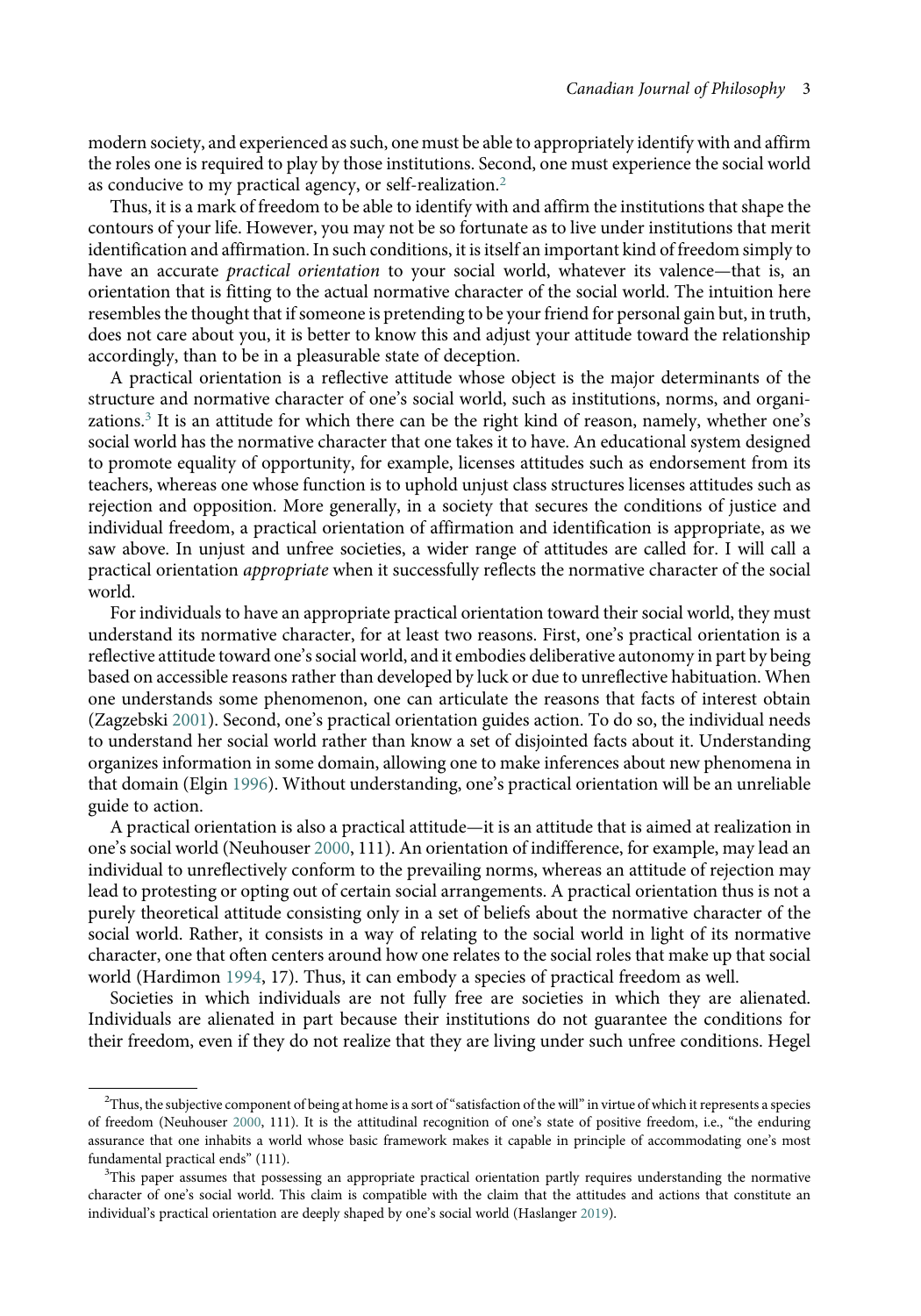modern society, and experienced as such, one must be able to appropriately identify with and affirm the roles one is required to play by those institutions. Second, one must experience the social world as conducive to my practical agency, or self-realization.[2]

Thus, it is a mark of freedom to be able to identify with and affirm the institutions that shape the contours of your life. However, you may not be so fortunate as to live under institutions that merit identification and affirmation. In such conditions, it is itself an important kind of freedom simply to have an accurate *practical orientation* to your social world, whatever its valence—that is, an orientation that is fitting to the actual normative character of the social world. The intuition here resembles the thought that if someone is pretending to be your friend for personal gain but, in truth, does not care about you, it is better to know this and adjust your attitude toward the relationship accordingly, than to be in a pleasurable state of deception.

A practical orientation is a reflective attitude whose object is the major determinants of the structure and normative character of one's social world, such as institutions, norms, and organizations.[3] It is an attitude for which there can be the right kind of reason, namely, whether one's social world has the normative character that one takes it to have. An educational system designed to promote equality of opportunity, for example, licenses attitudes such as endorsement from its teachers, whereas one whose function is to uphold unjust class structures licenses attitudes such as rejection and opposition. More generally, in a society that secures the conditions of justice and individual freedom, a practical orientation of affirmation and identification is appropriate, as we saw above. In unjust and unfree societies, a wider range of attitudes are called for. I will call a practical orientation *appropriate* when it successfully reflects the normative character of the social world.

For individuals to have an appropriate practical orientation toward their social world, they must understand its normative character, for at least two reasons. First, one's practical orientation is a reflective attitude toward one's social world, and it embodies deliberative autonomy in part by being based on accessible reasons rather than developed by luck or due to unreflective habituation. When one understands some phenomenon, one can articulate the reasons that facts of interest obtain (Zagzebski 2001). Second, one's practical orientation guides action. To do so, the individual needs to understand her social world rather than know a set of disjointed facts about it. Understanding organizes information in some domain, allowing one to make inferences about new phenomena in that domain (Elgin 1996). Without understanding, one's practical orientation will be an unreliable guide to action.

A practical orientation is also a practical attitude—it is an attitude that is aimed at realization in one's social world (Neuhouser 2000, 111). An orientation of indifference, for example, may lead an individual to unreflectively conform to the prevailing norms, whereas an attitude of rejection may lead to protesting or opting out of certain social arrangements. A practical orientation thus is not a purely theoretical attitude consisting only in a set of beliefs about the normative character of the social world. Rather, it consists in a way of relating to the social world in light of its normative character, one that often centers around how one relates to the social roles that make up that social world (Hardimon 1994, 17). Thus, it can embody a species of practical freedom as well.

Societies in which individuals are not fully free are societies in which they are alienated. Individuals are alienated in part because their institutions do not guarantee the conditions for their freedom, even if they do not realize that they are living under such unfree conditions. Hegel

---

[2] Thus, the subjective component of being at home is a sort of "satisfaction of the will" in virtue of which it represents a species of freedom (Neuhouser 2000, 111). It is the attitudinal recognition of one's state of positive freedom, i.e., "the enduring assurance that one inhabits a world whose basic framework makes it capable in principle of accommodating one's most fundamental practical ends" (111).

[3] This paper assumes that possessing an appropriate practical orientation partly requires understanding the normative character of one's social world. This claim is compatible with the claim that the attitudes and actions that constitute an individual's practical orientation are deeply shaped by one's social world (Haslanger 2019).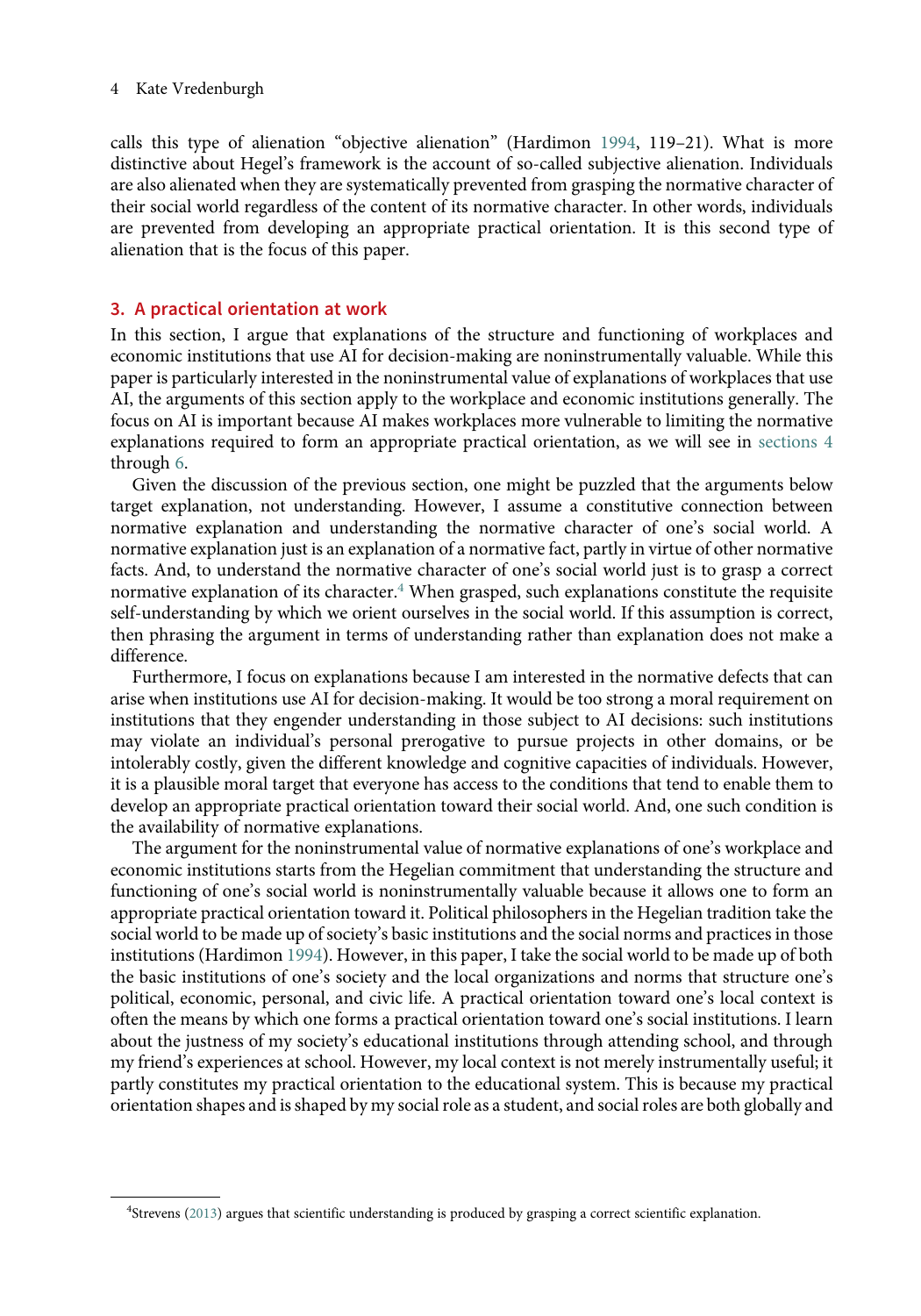calls this type of alienation "objective alienation" (Hardimon 1994, 119–21). What is more distinctive about Hegel's framework is the account of so-called subjective alienation. Individuals are also alienated when they are systematically prevented from grasping the normative character of their social world regardless of the content of its normative character. In other words, individuals are prevented from developing an appropriate practical orientation. It is this second type of alienation that is the focus of this paper.

## 3. A practical orientation at work

In this section, I argue that explanations of the structure and functioning of workplaces and economic institutions that use AI for decision-making are noninstrumentally valuable. While this paper is particularly interested in the noninstrumental value of explanations of workplaces that use AI, the arguments of this section apply to the workplace and economic institutions generally. The focus on AI is important because AI makes workplaces more vulnerable to limiting the normative explanations required to form an appropriate practical orientation, as we will see in sections 4 through 6.

Given the discussion of the previous section, one might be puzzled that the arguments below target explanation, not understanding. However, I assume a constitutive connection between normative explanation and understanding the normative character of one's social world. A normative explanation just is an explanation of a normative fact, partly in virtue of other normative facts. And, to understand the normative character of one's social world just is to grasp a correct normative explanation of its character.[4] When grasped, such explanations constitute the requisite self-understanding by which we orient ourselves in the social world. If this assumption is correct, then phrasing the argument in terms of understanding rather than explanation does not make a difference.

Furthermore, I focus on explanations because I am interested in the normative defects that can arise when institutions use AI for decision-making. It would be too strong a moral requirement on institutions that they engender understanding in those subject to AI decisions: such institutions may violate an individual's personal prerogative to pursue projects in other domains, or be intolerably costly, given the different knowledge and cognitive capacities of individuals. However, it is a plausible moral target that everyone has access to the conditions that tend to enable them to develop an appropriate practical orientation toward their social world. And, one such condition is the availability of normative explanations.

The argument for the noninstrumental value of normative explanations of one's workplace and economic institutions starts from the Hegelian commitment that understanding the structure and functioning of one's social world is noninstrumentally valuable because it allows one to form an appropriate practical orientation toward it. Political philosophers in the Hegelian tradition take the social world to be made up of society's basic institutions and the social norms and practices in those institutions (Hardimon 1994). However, in this paper, I take the social world to be made up of both the basic institutions of one's society and the local organizations and norms that structure one's political, economic, personal, and civic life. A practical orientation toward one's local context is often the means by which one forms a practical orientation toward one's social institutions. I learn about the justness of my society's educational institutions through attending school, and through my friend's experiences at school. However, my local context is not merely instrumentally useful; it partly constitutes my practical orientation to the educational system. This is because my practical orientation shapes and is shaped by my social role as a student, and social roles are both globally and

[4] Strevens (2013) argues that scientific understanding is produced by grasping a correct scientific explanation.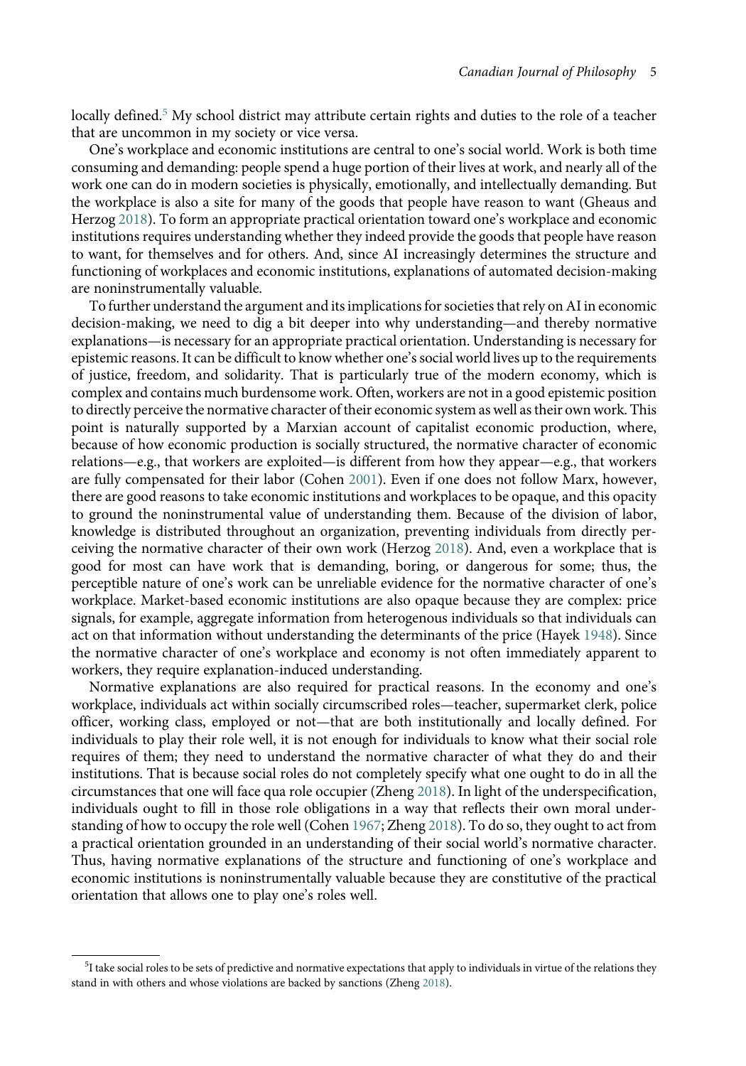locally defined.[5] My school district may attribute certain rights and duties to the role of a teacher that are uncommon in my society or vice versa.

One's workplace and economic institutions are central to one's social world. Work is both time consuming and demanding: people spend a huge portion of their lives at work, and nearly all of the work one can do in modern societies is physically, emotionally, and intellectually demanding. But the workplace is also a site for many of the goods that people have reason to want (Gheaus and Herzog 2018). To form an appropriate practical orientation toward one's workplace and economic institutions requires understanding whether they indeed provide the goods that people have reason to want, for themselves and for others. And, since AI increasingly determines the structure and functioning of workplaces and economic institutions, explanations of automated decision-making are noninstrumentally valuable.

To further understand the argument and its implications for societies that rely on AI in economic decision-making, we need to dig a bit deeper into why understanding—and thereby normative explanations—is necessary for an appropriate practical orientation. Understanding is necessary for epistemic reasons. It can be difficult to know whether one's social world lives up to the requirements of justice, freedom, and solidarity. That is particularly true of the modern economy, which is complex and contains much burdensome work. Often, workers are not in a good epistemic position to directly perceive the normative character of their economic system as well as their own work. This point is naturally supported by a Marxian account of capitalist economic production, where, because of how economic production is socially structured, the normative character of economic relations—e.g., that workers are exploited—is different from how they appear—e.g., that workers are fully compensated for their labor (Cohen 2001). Even if one does not follow Marx, however, there are good reasons to take economic institutions and workplaces to be opaque, and this opacity to ground the noninstrumental value of understanding them. Because of the division of labor, knowledge is distributed throughout an organization, preventing individuals from directly perceiving the normative character of their own work (Herzog 2018). And, even a workplace that is good for most can have work that is demanding, boring, or dangerous for some; thus, the perceptible nature of one's work can be unreliable evidence for the normative character of one's workplace. Market-based economic institutions are also opaque because they are complex: price signals, for example, aggregate information from heterogenous individuals so that individuals can act on that information without understanding the determinants of the price (Hayek 1948). Since the normative character of one's workplace and economy is not often immediately apparent to workers, they require explanation-induced understanding.

Normative explanations are also required for practical reasons. In the economy and one's workplace, individuals act within socially circumscribed roles—teacher, supermarket clerk, police officer, working class, employed or not—that are both institutionally and locally defined. For individuals to play their role well, it is not enough for individuals to know what their social role requires of them; they need to understand the normative character of what they do and their institutions. That is because social roles do not completely specify what one ought to do in all the circumstances that one will face qua role occupier (Zheng 2018). In light of the underspecification, individuals ought to fill in those role obligations in a way that reflects their own moral understanding of how to occupy the role well (Cohen 1967; Zheng 2018). To do so, they ought to act from a practical orientation grounded in an understanding of their social world's normative character. Thus, having normative explanations of the structure and functioning of one's workplace and economic institutions is noninstrumentally valuable because they are constitutive of the practical orientation that allows one to play one's roles well.

[5]I take social roles to be sets of predictive and normative expectations that apply to individuals in virtue of the relations they stand in with others and whose violations are backed by sanctions (Zheng 2018).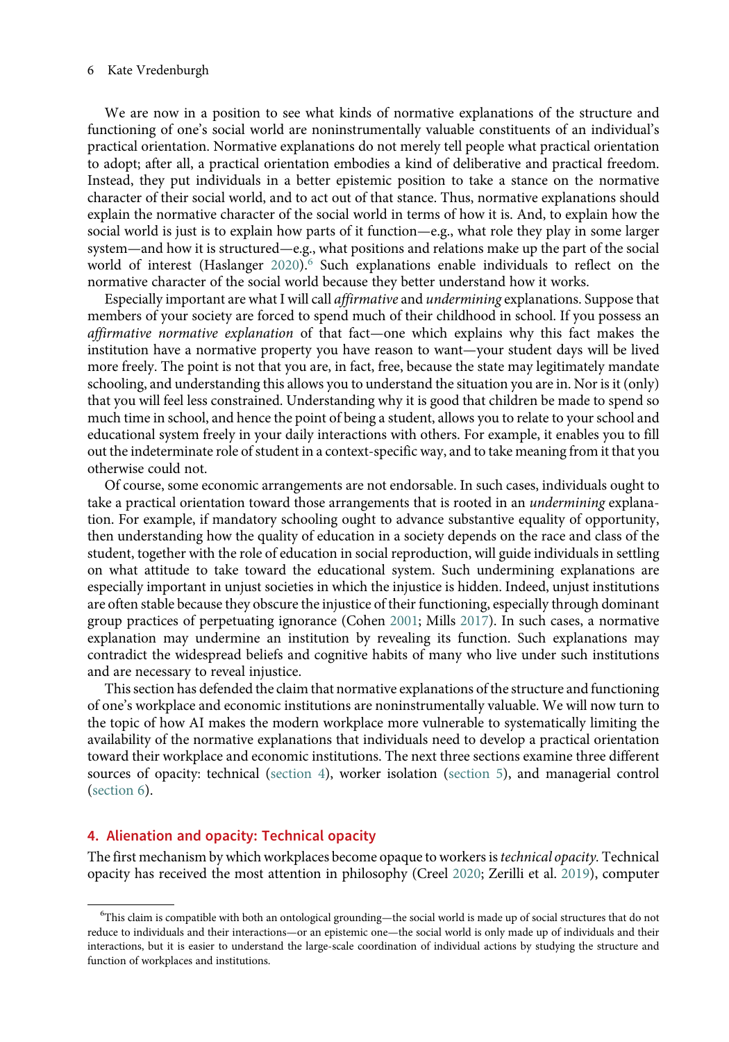We are now in a position to see what kinds of normative explanations of the structure and functioning of one's social world are noninstrumentally valuable constituents of an individual's practical orientation. Normative explanations do not merely tell people what practical orientation to adopt; after all, a practical orientation embodies a kind of deliberative and practical freedom. Instead, they put individuals in a better epistemic position to take a stance on the normative character of their social world, and to act out of that stance. Thus, normative explanations should explain the normative character of the social world in terms of how it is. And, to explain how the social world is just is to explain how parts of it function—e.g., what role they play in some larger system—and how it is structured—e.g., what positions and relations make up the part of the social world of interest (Haslanger 2020).[6] Such explanations enable individuals to reflect on the normative character of the social world because they better understand how it works.

Especially important are what I will call *affirmative* and *undermining* explanations. Suppose that members of your society are forced to spend much of their childhood in school. If you possess an *affirmative normative explanation* of that fact—one which explains why this fact makes the institution have a normative property you have reason to want—your student days will be lived more freely. The point is not that you are, in fact, free, because the state may legitimately mandate schooling, and understanding this allows you to understand the situation you are in. Nor is it (only) that you will feel less constrained. Understanding why it is good that children be made to spend so much time in school, and hence the point of being a student, allows you to relate to your school and educational system freely in your daily interactions with others. For example, it enables you to fill out the indeterminate role of student in a context-specific way, and to take meaning from it that you otherwise could not.

Of course, some economic arrangements are not endorsable. In such cases, individuals ought to take a practical orientation toward those arrangements that is rooted in an *undermining* explanation. For example, if mandatory schooling ought to advance substantive equality of opportunity, then understanding how the quality of education in a society depends on the race and class of the student, together with the role of education in social reproduction, will guide individuals in settling on what attitude to take toward the educational system. Such undermining explanations are especially important in unjust societies in which the injustice is hidden. Indeed, unjust institutions are often stable because they obscure the injustice of their functioning, especially through dominant group practices of perpetuating ignorance (Cohen 2001; Mills 2017). In such cases, a normative explanation may undermine an institution by revealing its function. Such explanations may contradict the widespread beliefs and cognitive habits of many who live under such institutions and are necessary to reveal injustice.

This section has defended the claim that normative explanations of the structure and functioning of one's workplace and economic institutions are noninstrumentally valuable. We will now turn to the topic of how AI makes the modern workplace more vulnerable to systematically limiting the availability of the normative explanations that individuals need to develop a practical orientation toward their workplace and economic institutions. The next three sections examine three different sources of opacity: technical (section 4), worker isolation (section 5), and managerial control (section 6).

## 4. Alienation and opacity: Technical opacity

The first mechanism by which workplaces become opaque to workers is *technical opacity*. Technical opacity has received the most attention in philosophy (Creel 2020; Zerilli et al. 2019), computer

[6] This claim is compatible with both an ontological grounding—the social world is made up of social structures that do not reduce to individuals and their interactions—or an epistemic one—the social world is only made up of individuals and their interactions, but it is easier to understand the large-scale coordination of individual actions by studying the structure and function of workplaces and institutions.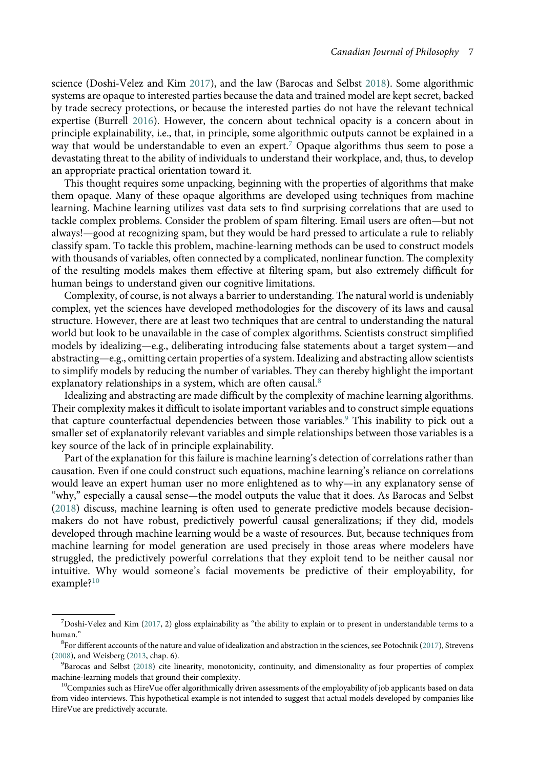science (Doshi-Velez and Kim 2017), and the law (Barocas and Selbst 2018). Some algorithmic systems are opaque to interested parties because the data and trained model are kept secret, backed by trade secrecy protections, or because the interested parties do not have the relevant technical expertise (Burrell 2016). However, the concern about technical opacity is a concern about in principle explainability, i.e., that, in principle, some algorithmic outputs cannot be explained in a way that would be understandable to even an expert.[7] Opaque algorithms thus seem to pose a devastating threat to the ability of individuals to understand their workplace, and, thus, to develop an appropriate practical orientation toward it.

This thought requires some unpacking, beginning with the properties of algorithms that make them opaque. Many of these opaque algorithms are developed using techniques from machine learning. Machine learning utilizes vast data sets to find surprising correlations that are used to tackle complex problems. Consider the problem of spam filtering. Email users are often—but not always!—good at recognizing spam, but they would be hard pressed to articulate a rule to reliably classify spam. To tackle this problem, machine-learning methods can be used to construct models with thousands of variables, often connected by a complicated, nonlinear function. The complexity of the resulting models makes them effective at filtering spam, but also extremely difficult for human beings to understand given our cognitive limitations.

Complexity, of course, is not always a barrier to understanding. The natural world is undeniably complex, yet the sciences have developed methodologies for the discovery of its laws and causal structure. However, there are at least two techniques that are central to understanding the natural world but look to be unavailable in the case of complex algorithms. Scientists construct simplified models by idealizing—e.g., deliberating introducing false statements about a target system—and abstracting—e.g., omitting certain properties of a system. Idealizing and abstracting allow scientists to simplify models by reducing the number of variables. They can thereby highlight the important explanatory relationships in a system, which are often causal.[8]

Idealizing and abstracting are made difficult by the complexity of machine learning algorithms. Their complexity makes it difficult to isolate important variables and to construct simple equations that capture counterfactual dependencies between those variables.[9] This inability to pick out a smaller set of explanatorily relevant variables and simple relationships between those variables is a key source of the lack of in principle explainability.

Part of the explanation for this failure is machine learning's detection of correlations rather than causation. Even if one could construct such equations, machine learning's reliance on correlations would leave an expert human user no more enlightened as to why—in any explanatory sense of "why," especially a causal sense—the model outputs the value that it does. As Barocas and Selbst (2018) discuss, machine learning is often used to generate predictive models because decision-makers do not have robust, predictively powerful causal generalizations; if they did, models developed through machine learning would be a waste of resources. But, because techniques from machine learning for model generation are used precisely in those areas where modelers have struggled, the predictively powerful correlations that they exploit tend to be neither causal nor intuitive. Why would someone's facial movements be predictive of their employability, for example?[10]

---

[7] Doshi-Velez and Kim (2017, 2) gloss explainability as "the ability to explain or to present in understandable terms to a human."

[8] For different accounts of the nature and value of idealization and abstraction in the sciences, see Potochnik (2017), Strevens (2008), and Weisberg (2013, chap. 6).

[9] Barocas and Selbst (2018) cite linearity, monotonicity, continuity, and dimensionality as four properties of complex machine-learning models that ground their complexity.

[10] Companies such as HireVue offer algorithmically driven assessments of the employability of job applicants based on data from video interviews. This hypothetical example is not intended to suggest that actual models developed by companies like HireVue are predictively accurate.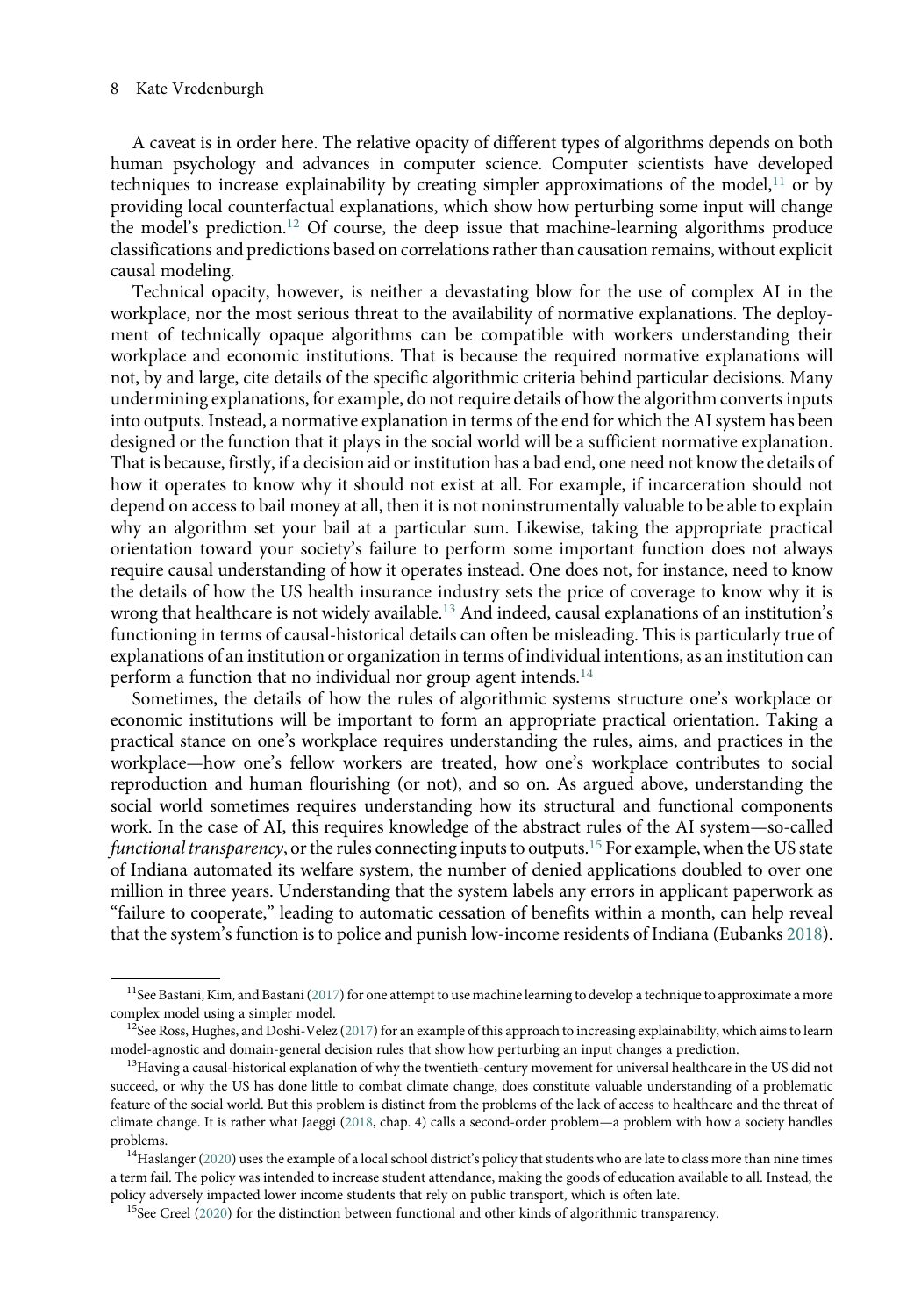A caveat is in order here. The relative opacity of different types of algorithms depends on both human psychology and advances in computer science. Computer scientists have developed techniques to increase explainability by creating simpler approximations of the model,[11] or by providing local counterfactual explanations, which show how perturbing some input will change the model's prediction.[12] Of course, the deep issue that machine-learning algorithms produce classifications and predictions based on correlations rather than causation remains, without explicit causal modeling.

Technical opacity, however, is neither a devastating blow for the use of complex AI in the workplace, nor the most serious threat to the availability of normative explanations. The deployment of technically opaque algorithms can be compatible with workers understanding their workplace and economic institutions. That is because the required normative explanations will not, by and large, cite details of the specific algorithmic criteria behind particular decisions. Many undermining explanations, for example, do not require details of how the algorithm converts inputs into outputs. Instead, a normative explanation in terms of the end for which the AI system has been designed or the function that it plays in the social world will be a sufficient normative explanation. That is because, firstly, if a decision aid or institution has a bad end, one need not know the details of how it operates to know why it should not exist at all. For example, if incarceration should not depend on access to bail money at all, then it is not noninstrumentally valuable to be able to explain why an algorithm set your bail at a particular sum. Likewise, taking the appropriate practical orientation toward your society's failure to perform some important function does not always require causal understanding of how it operates instead. One does not, for instance, need to know the details of how the US health insurance industry sets the price of coverage to know why it is wrong that healthcare is not widely available.[13] And indeed, causal explanations of an institution's functioning in terms of causal-historical details can often be misleading. This is particularly true of explanations of an institution or organization in terms of individual intentions, as an institution can perform a function that no individual nor group agent intends.[14]

Sometimes, the details of how the rules of algorithmic systems structure one's workplace or economic institutions will be important to form an appropriate practical orientation. Taking a practical stance on one's workplace requires understanding the rules, aims, and practices in the workplace—how one's fellow workers are treated, how one's workplace contributes to social reproduction and human flourishing (or not), and so on. As argued above, understanding the social world sometimes requires understanding how its structural and functional components work. In the case of AI, this requires knowledge of the abstract rules of the AI system—so-called *functional transparency*, or the rules connecting inputs to outputs.[15] For example, when the US state of Indiana automated its welfare system, the number of denied applications doubled to over one million in three years. Understanding that the system labels any errors in applicant paperwork as "failure to cooperate," leading to automatic cessation of benefits within a month, can help reveal that the system's function is to police and punish low-income residents of Indiana (Eubanks 2018).

---

[11] See Bastani, Kim, and Bastani (2017) for one attempt to use machine learning to develop a technique to approximate a more complex model using a simpler model.

[12] See Ross, Hughes, and Doshi-Velez (2017) for an example of this approach to increasing explainability, which aims to learn model-agnostic and domain-general decision rules that show how perturbing an input changes a prediction.

[13] Having a causal-historical explanation of why the twentieth-century movement for universal healthcare in the US did not succeed, or why the US has done little to combat climate change, does constitute valuable understanding of a problematic feature of the social world. But this problem is distinct from the problems of the lack of access to healthcare and the threat of climate change. It is rather what Jaeggi (2018, chap. 4) calls a second-order problem—a problem with how a society handles problems.

[14] Haslanger (2020) uses the example of a local school district's policy that students who are late to class more than nine times a term fail. The policy was intended to increase student attendance, making the goods of education available to all. Instead, the policy adversely impacted lower income students that rely on public transport, which is often late.

[15] See Creel (2020) for the distinction between functional and other kinds of algorithmic transparency.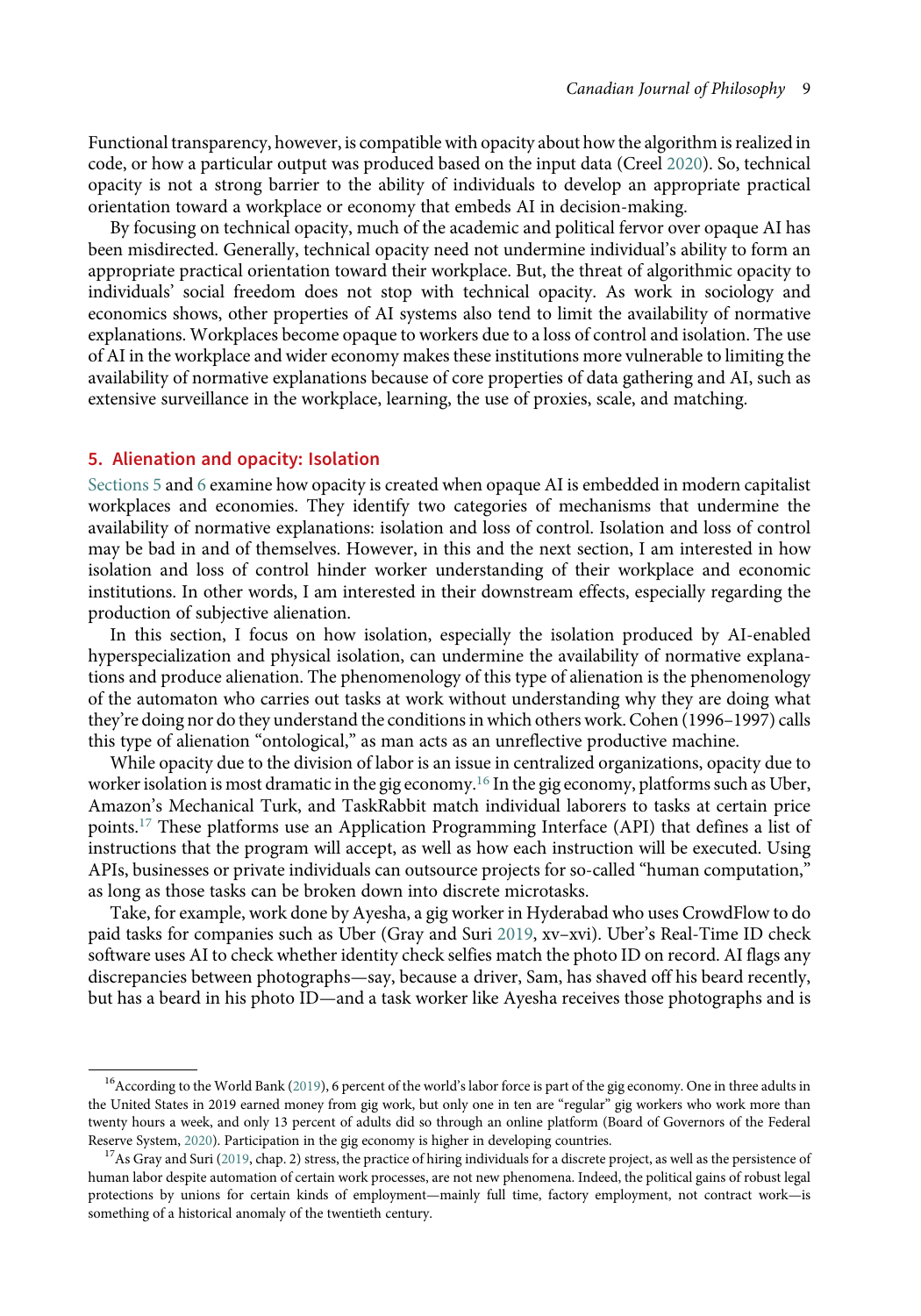Functional transparency, however, is compatible with opacity about how the algorithm is realized in code, or how a particular output was produced based on the input data (Creel 2020). So, technical opacity is not a strong barrier to the ability of individuals to develop an appropriate practical orientation toward a workplace or economy that embeds AI in decision-making.

By focusing on technical opacity, much of the academic and political fervor over opaque AI has been misdirected. Generally, technical opacity need not undermine individual's ability to form an appropriate practical orientation toward their workplace. But, the threat of algorithmic opacity to individuals' social freedom does not stop with technical opacity. As work in sociology and economics shows, other properties of AI systems also tend to limit the availability of normative explanations. Workplaces become opaque to workers due to a loss of control and isolation. The use of AI in the workplace and wider economy makes these institutions more vulnerable to limiting the availability of normative explanations because of core properties of data gathering and AI, such as extensive surveillance in the workplace, learning, the use of proxies, scale, and matching.

## 5. Alienation and opacity: Isolation

Sections 5 and 6 examine how opacity is created when opaque AI is embedded in modern capitalist workplaces and economies. They identify two categories of mechanisms that undermine the availability of normative explanations: isolation and loss of control. Isolation and loss of control may be bad in and of themselves. However, in this and the next section, I am interested in how isolation and loss of control hinder worker understanding of their workplace and economic institutions. In other words, I am interested in their downstream effects, especially regarding the production of subjective alienation.

In this section, I focus on how isolation, especially the isolation produced by AI-enabled hyperspecialization and physical isolation, can undermine the availability of normative explanations and produce alienation. The phenomenology of this type of alienation is the phenomenology of the automaton who carries out tasks at work without understanding why they are doing what they're doing nor do they understand the conditions in which others work. Cohen (1996–1997) calls this type of alienation "ontological," as man acts as an unreflective productive machine.

While opacity due to the division of labor is an issue in centralized organizations, opacity due to worker isolation is most dramatic in the gig economy.[16] In the gig economy, platforms such as Uber, Amazon's Mechanical Turk, and TaskRabbit match individual laborers to tasks at certain price points.[17] These platforms use an Application Programming Interface (API) that defines a list of instructions that the program will accept, as well as how each instruction will be executed. Using APIs, businesses or private individuals can outsource projects for so-called "human computation," as long as those tasks can be broken down into discrete microtasks.

Take, for example, work done by Ayesha, a gig worker in Hyderabad who uses CrowdFlow to do paid tasks for companies such as Uber (Gray and Suri 2019, xv–xvi). Uber's Real-Time ID check software uses AI to check whether identity check selfies match the photo ID on record. AI flags any discrepancies between photographs—say, because a driver, Sam, has shaved off his beard recently, but has a beard in his photo ID—and a task worker like Ayesha receives those photographs and is

---

[16] According to the World Bank (2019), 6 percent of the world's labor force is part of the gig economy. One in three adults in the United States in 2019 earned money from gig work, but only one in ten are "regular" gig workers who work more than twenty hours a week, and only 13 percent of adults did so through an online platform (Board of Governors of the Federal Reserve System, 2020). Participation in the gig economy is higher in developing countries.

[17] As Gray and Suri (2019, chap. 2) stress, the practice of hiring individuals for a discrete project, as well as the persistence of human labor despite automation of certain work processes, are not new phenomena. Indeed, the political gains of robust legal protections by unions for certain kinds of employment—mainly full time, factory employment, not contract work—is something of a historical anomaly of the twentieth century.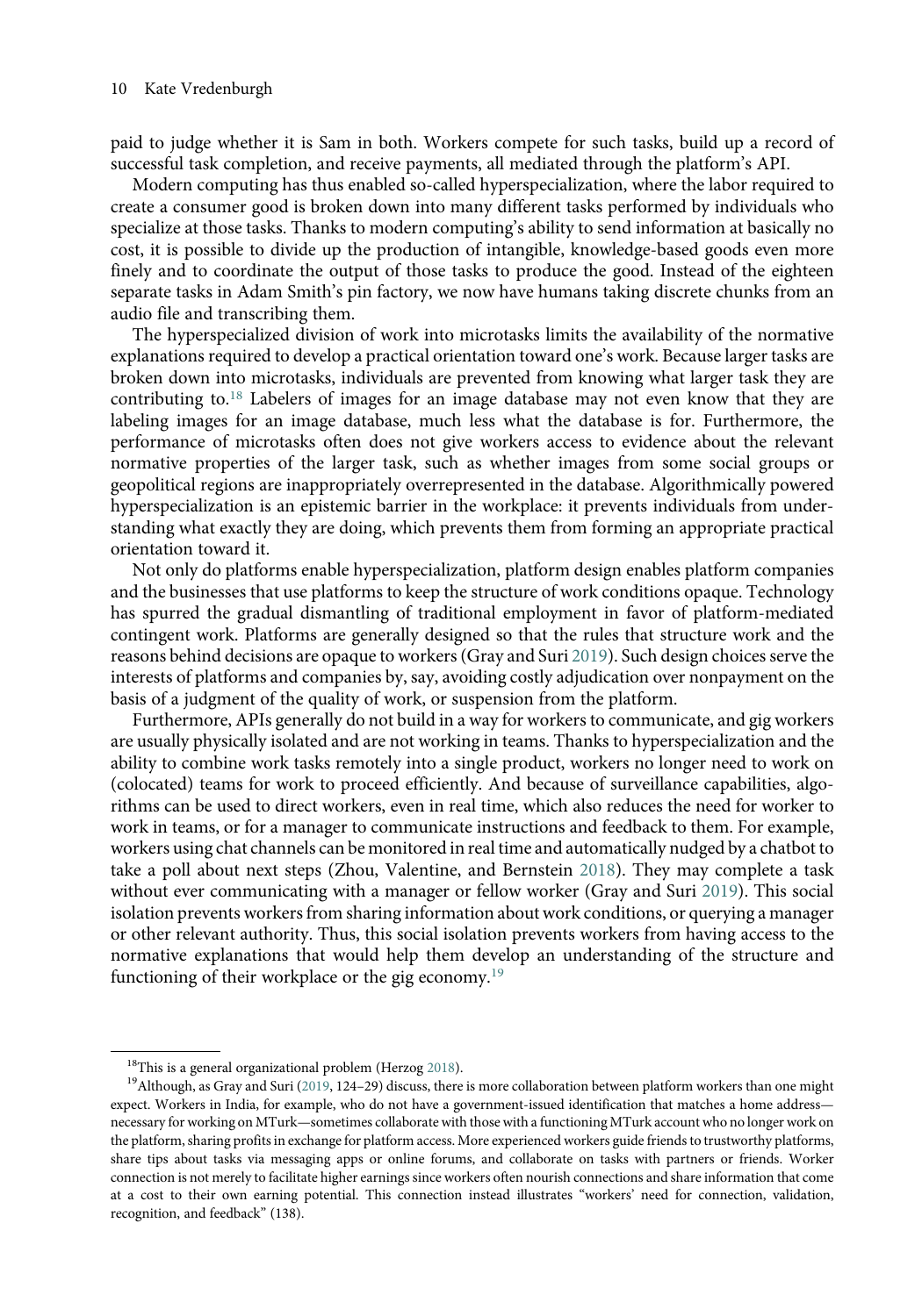paid to judge whether it is Sam in both. Workers compete for such tasks, build up a record of successful task completion, and receive payments, all mediated through the platform's API.

Modern computing has thus enabled so-called hyperspecialization, where the labor required to create a consumer good is broken down into many different tasks performed by individuals who specialize at those tasks. Thanks to modern computing's ability to send information at basically no cost, it is possible to divide up the production of intangible, knowledge-based goods even more finely and to coordinate the output of those tasks to produce the good. Instead of the eighteen separate tasks in Adam Smith's pin factory, we now have humans taking discrete chunks from an audio file and transcribing them.

The hyperspecialized division of work into microtasks limits the availability of the normative explanations required to develop a practical orientation toward one's work. Because larger tasks are broken down into microtasks, individuals are prevented from knowing what larger task they are contributing to.[18] Labelers of images for an image database may not even know that they are labeling images for an image database, much less what the database is for. Furthermore, the performance of microtasks often does not give workers access to evidence about the relevant normative properties of the larger task, such as whether images from some social groups or geopolitical regions are inappropriately overrepresented in the database. Algorithmically powered hyperspecialization is an epistemic barrier in the workplace: it prevents individuals from understanding what exactly they are doing, which prevents them from forming an appropriate practical orientation toward it.

Not only do platforms enable hyperspecialization, platform design enables platform companies and the businesses that use platforms to keep the structure of work conditions opaque. Technology has spurred the gradual dismantling of traditional employment in favor of platform-mediated contingent work. Platforms are generally designed so that the rules that structure work and the reasons behind decisions are opaque to workers (Gray and Suri 2019). Such design choices serve the interests of platforms and companies by, say, avoiding costly adjudication over nonpayment on the basis of a judgment of the quality of work, or suspension from the platform.

Furthermore, APIs generally do not build in a way for workers to communicate, and gig workers are usually physically isolated and are not working in teams. Thanks to hyperspecialization and the ability to combine work tasks remotely into a single product, workers no longer need to work on (colocated) teams for work to proceed efficiently. And because of surveillance capabilities, algorithms can be used to direct workers, even in real time, which also reduces the need for worker to work in teams, or for a manager to communicate instructions and feedback to them. For example, workers using chat channels can be monitored in real time and automatically nudged by a chatbot to take a poll about next steps (Zhou, Valentine, and Bernstein 2018). They may complete a task without ever communicating with a manager or fellow worker (Gray and Suri 2019). This social isolation prevents workers from sharing information about work conditions, or querying a manager or other relevant authority. Thus, this social isolation prevents workers from having access to the normative explanations that would help them develop an understanding of the structure and functioning of their workplace or the gig economy.[19]

---

[18] This is a general organizational problem (Herzog 2018).

[19] Although, as Gray and Suri (2019, 124–29) discuss, there is more collaboration between platform workers than one might expect. Workers in India, for example, who do not have a government-issued identification that matches a home address—necessary for working on MTurk—sometimes collaborate with those with a functioning MTurk account who no longer work on the platform, sharing profits in exchange for platform access. More experienced workers guide friends to trustworthy platforms, share tips about tasks via messaging apps or online forums, and collaborate on tasks with partners or friends. Worker connection is not merely to facilitate higher earnings since workers often nourish connections and share information that come at a cost to their own earning potential. This connection instead illustrates "workers' need for connection, validation, recognition, and feedback" (138).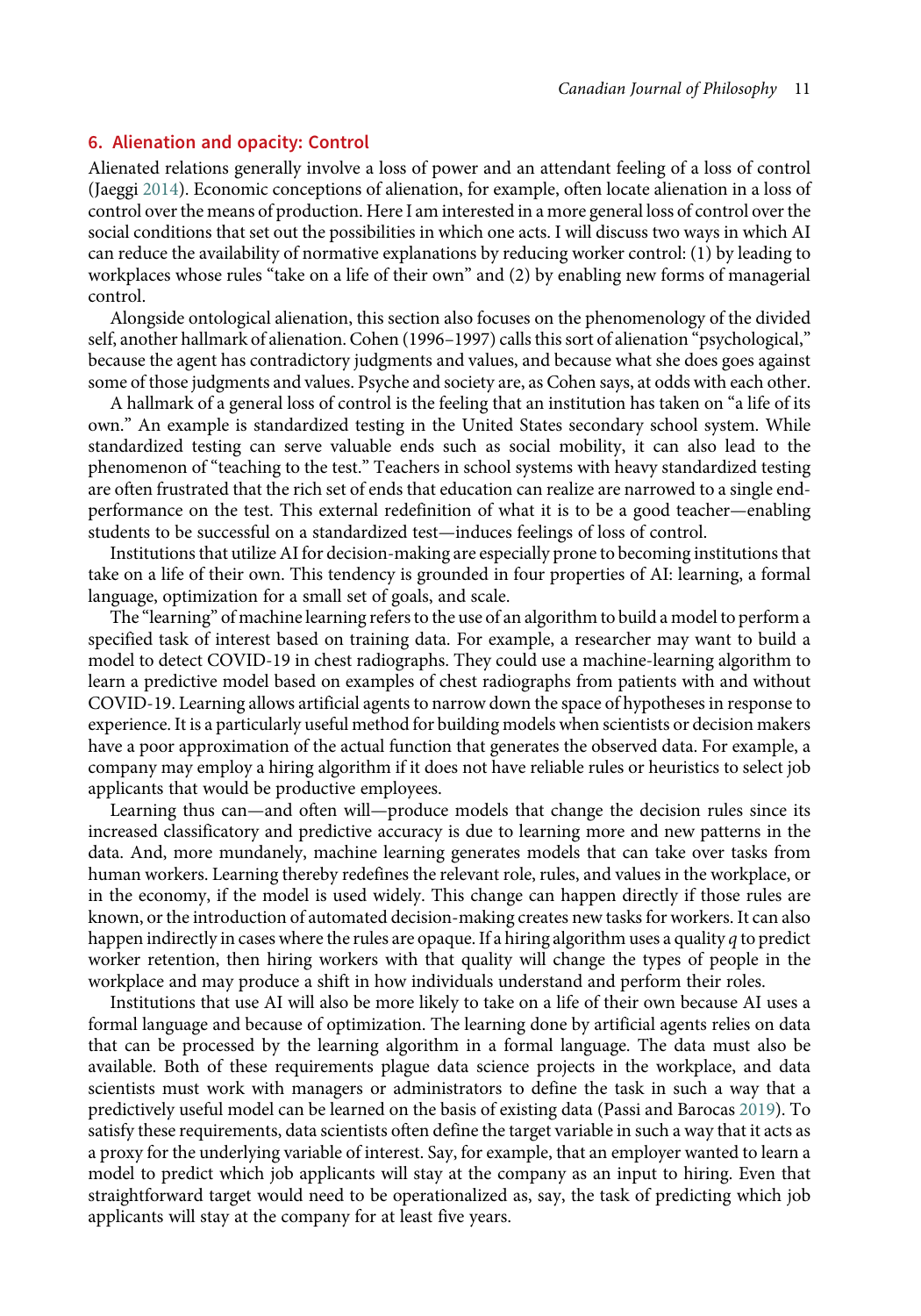## 6. Alienation and opacity: Control

Alienated relations generally involve a loss of power and an attendant feeling of a loss of control (Jaeggi 2014). Economic conceptions of alienation, for example, often locate alienation in a loss of control over the means of production. Here I am interested in a more general loss of control over the social conditions that set out the possibilities in which one acts. I will discuss two ways in which AI can reduce the availability of normative explanations by reducing worker control: (1) by leading to workplaces whose rules "take on a life of their own" and (2) by enabling new forms of managerial control.

Alongside ontological alienation, this section also focuses on the phenomenology of the divided self, another hallmark of alienation. Cohen (1996–1997) calls this sort of alienation "psychological," because the agent has contradictory judgments and values, and because what she does goes against some of those judgments and values. Psyche and society are, as Cohen says, at odds with each other.

A hallmark of a general loss of control is the feeling that an institution has taken on "a life of its own." An example is standardized testing in the United States secondary school system. While standardized testing can serve valuable ends such as social mobility, it can also lead to the phenomenon of "teaching to the test." Teachers in school systems with heavy standardized testing are often frustrated that the rich set of ends that education can realize are narrowed to a single end-performance on the test. This external redefinition of what it is to be a good teacher—enabling students to be successful on a standardized test—induces feelings of loss of control.

Institutions that utilize AI for decision-making are especially prone to becoming institutions that take on a life of their own. This tendency is grounded in four properties of AI: learning, a formal language, optimization for a small set of goals, and scale.

The "learning" of machine learning refers to the use of an algorithm to build a model to perform a specified task of interest based on training data. For example, a researcher may want to build a model to detect COVID-19 in chest radiographs. They could use a machine-learning algorithm to learn a predictive model based on examples of chest radiographs from patients with and without COVID-19. Learning allows artificial agents to narrow down the space of hypotheses in response to experience. It is a particularly useful method for building models when scientists or decision makers have a poor approximation of the actual function that generates the observed data. For example, a company may employ a hiring algorithm if it does not have reliable rules or heuristics to select job applicants that would be productive employees.

Learning thus can—and often will—produce models that change the decision rules since its increased classificatory and predictive accuracy is due to learning more and new patterns in the data. And, more mundanely, machine learning generates models that can take over tasks from human workers. Learning thereby redefines the relevant role, rules, and values in the workplace, or in the economy, if the model is used widely. This change can happen directly if those rules are known, or the introduction of automated decision-making creates new tasks for workers. It can also happen indirectly in cases where the rules are opaque. If a hiring algorithm uses a quality $q$ to predict worker retention, then hiring workers with that quality will change the types of people in the workplace and may produce a shift in how individuals understand and perform their roles.

Institutions that use AI will also be more likely to take on a life of their own because AI uses a formal language and because of optimization. The learning done by artificial agents relies on data that can be processed by the learning algorithm in a formal language. The data must also be available. Both of these requirements plague data science projects in the workplace, and data scientists must work with managers or administrators to define the task in such a way that a predictively useful model can be learned on the basis of existing data (Passi and Barocas 2019). To satisfy these requirements, data scientists often define the target variable in such a way that it acts as a proxy for the underlying variable of interest. Say, for example, that an employer wanted to learn a model to predict which job applicants will stay at the company as an input to hiring. Even that straightforward target would need to be operationalized as, say, the task of predicting which job applicants will stay at the company for at least five years.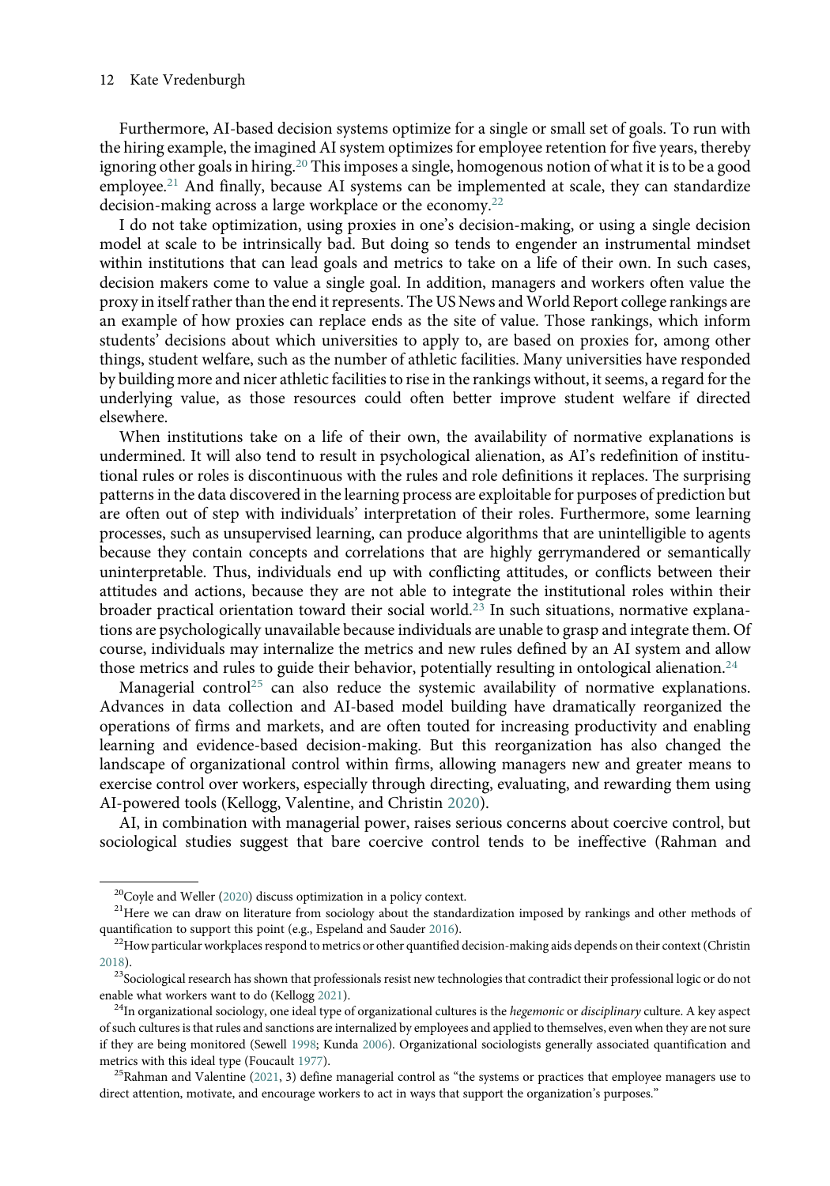Furthermore, AI-based decision systems optimize for a single or small set of goals. To run with the hiring example, the imagined AI system optimizes for employee retention for five years, thereby ignoring other goals in hiring.[20] This imposes a single, homogenous notion of what it is to be a good employee.[21] And finally, because AI systems can be implemented at scale, they can standardize decision-making across a large workplace or the economy.[22]

I do not take optimization, using proxies in one's decision-making, or using a single decision model at scale to be intrinsically bad. But doing so tends to engender an instrumental mindset within institutions that can lead goals and metrics to take on a life of their own. In such cases, decision makers come to value a single goal. In addition, managers and workers often value the proxy in itself rather than the end it represents. The US News and World Report college rankings are an example of how proxies can replace ends as the site of value. Those rankings, which inform students' decisions about which universities to apply to, are based on proxies for, among other things, student welfare, such as the number of athletic facilities. Many universities have responded by building more and nicer athletic facilities to rise in the rankings without, it seems, a regard for the underlying value, as those resources could often better improve student welfare if directed elsewhere.

When institutions take on a life of their own, the availability of normative explanations is undermined. It will also tend to result in psychological alienation, as AI's redefinition of institutional rules or roles is discontinuous with the rules and role definitions it replaces. The surprising patterns in the data discovered in the learning process are exploitable for purposes of prediction but are often out of step with individuals' interpretation of their roles. Furthermore, some learning processes, such as unsupervised learning, can produce algorithms that are unintelligible to agents because they contain concepts and correlations that are highly gerrymandered or semantically uninterpretable. Thus, individuals end up with conflicting attitudes, or conflicts between their attitudes and actions, because they are not able to integrate the institutional roles within their broader practical orientation toward their social world.[23] In such situations, normative explanations are psychologically unavailable because individuals are unable to grasp and integrate them. Of course, individuals may internalize the metrics and new rules defined by an AI system and allow those metrics and rules to guide their behavior, potentially resulting in ontological alienation.[24]

Managerial control[25] can also reduce the systemic availability of normative explanations. Advances in data collection and AI-based model building have dramatically reorganized the operations of firms and markets, and are often touted for increasing productivity and enabling learning and evidence-based decision-making. But this reorganization has also changed the landscape of organizational control within firms, allowing managers new and greater means to exercise control over workers, especially through directing, evaluating, and rewarding them using AI-powered tools (Kellogg, Valentine, and Christin 2020).

AI, in combination with managerial power, raises serious concerns about coercive control, but sociological studies suggest that bare coercive control tends to be ineffective (Rahman and

---

[20] Coyle and Weller (2020) discuss optimization in a policy context.

[21] Here we can draw on literature from sociology about the standardization imposed by rankings and other methods of quantification to support this point (e.g., Espeland and Sauder 2016).

[22] How particular workplaces respond to metrics or other quantified decision-making aids depends on their context (Christin 2018).

[23] Sociological research has shown that professionals resist new technologies that contradict their professional logic or do not enable what workers want to do (Kellogg 2021).

[24] In organizational sociology, one ideal type of organizational cultures is the *hegemonic* or *disciplinary* culture. A key aspect of such cultures is that rules and sanctions are internalized by employees and applied to themselves, even when they are not sure if they are being monitored (Sewell 1998; Kunda 2006). Organizational sociologists generally associated quantification and metrics with this ideal type (Foucault 1977).

[25] Rahman and Valentine (2021, 3) define managerial control as "the systems or practices that employee managers use to direct attention, motivate, and encourage workers to act in ways that support the organization's purposes."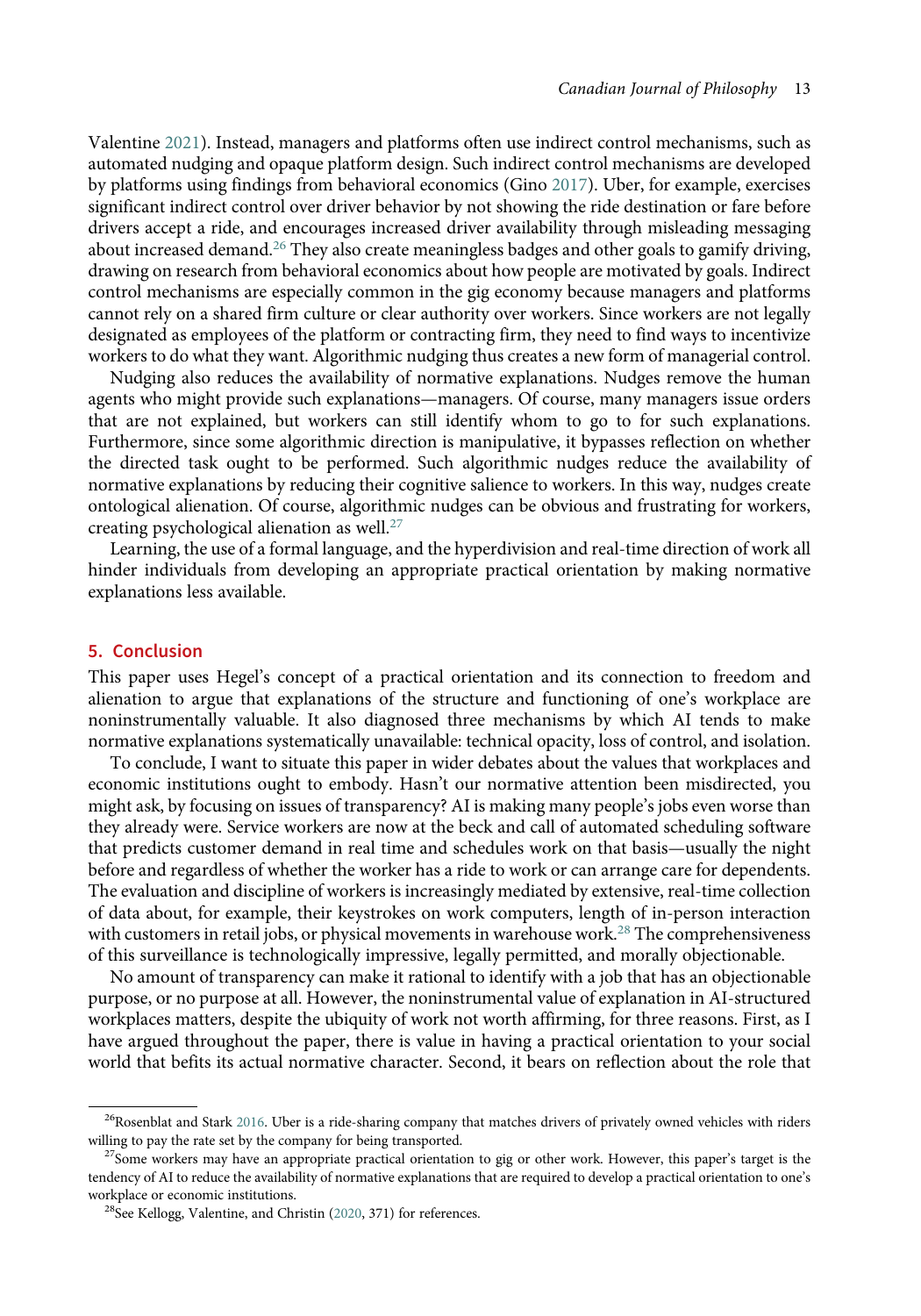Valentine 2021). Instead, managers and platforms often use indirect control mechanisms, such as automated nudging and opaque platform design. Such indirect control mechanisms are developed by platforms using findings from behavioral economics (Gino 2017). Uber, for example, exercises significant indirect control over driver behavior by not showing the ride destination or fare before drivers accept a ride, and encourages increased driver availability through misleading messaging about increased demand.[26] They also create meaningless badges and other goals to gamify driving, drawing on research from behavioral economics about how people are motivated by goals. Indirect control mechanisms are especially common in the gig economy because managers and platforms cannot rely on a shared firm culture or clear authority over workers. Since workers are not legally designated as employees of the platform or contracting firm, they need to find ways to incentivize workers to do what they want. Algorithmic nudging thus creates a new form of managerial control.

Nudging also reduces the availability of normative explanations. Nudges remove the human agents who might provide such explanations—managers. Of course, many managers issue orders that are not explained, but workers can still identify whom to go to for such explanations. Furthermore, since some algorithmic direction is manipulative, it bypasses reflection on whether the directed task ought to be performed. Such algorithmic nudges reduce the availability of normative explanations by reducing their cognitive salience to workers. In this way, nudges create ontological alienation. Of course, algorithmic nudges can be obvious and frustrating for workers, creating psychological alienation as well.[27]

Learning, the use of a formal language, and the hyperdivision and real-time direction of work all hinder individuals from developing an appropriate practical orientation by making normative explanations less available.

## 5. Conclusion

This paper uses Hegel's concept of a practical orientation and its connection to freedom and alienation to argue that explanations of the structure and functioning of one's workplace are noninstrumentally valuable. It also diagnosed three mechanisms by which AI tends to make normative explanations systematically unavailable: technical opacity, loss of control, and isolation.

To conclude, I want to situate this paper in wider debates about the values that workplaces and economic institutions ought to embody. Hasn't our normative attention been misdirected, you might ask, by focusing on issues of transparency? AI is making many people's jobs even worse than they already were. Service workers are now at the beck and call of automated scheduling software that predicts customer demand in real time and schedules work on that basis—usually the night before and regardless of whether the worker has a ride to work or can arrange care for dependents. The evaluation and discipline of workers is increasingly mediated by extensive, real-time collection of data about, for example, their keystrokes on work computers, length of in-person interaction with customers in retail jobs, or physical movements in warehouse work.[28] The comprehensiveness of this surveillance is technologically impressive, legally permitted, and morally objectionable.

No amount of transparency can make it rational to identify with a job that has an objectionable purpose, or no purpose at all. However, the noninstrumental value of explanation in AI-structured workplaces matters, despite the ubiquity of work not worth affirming, for three reasons. First, as I have argued throughout the paper, there is value in having a practical orientation to your social world that befits its actual normative character. Second, it bears on reflection about the role that

---

[26] Rosenblat and Stark 2016. Uber is a ride-sharing company that matches drivers of privately owned vehicles with riders willing to pay the rate set by the company for being transported.

[27] Some workers may have an appropriate practical orientation to gig or other work. However, this paper's target is the tendency of AI to reduce the availability of normative explanations that are required to develop a practical orientation to one's workplace or economic institutions.

[28] See Kellogg, Valentine, and Christin (2020, 371) for references.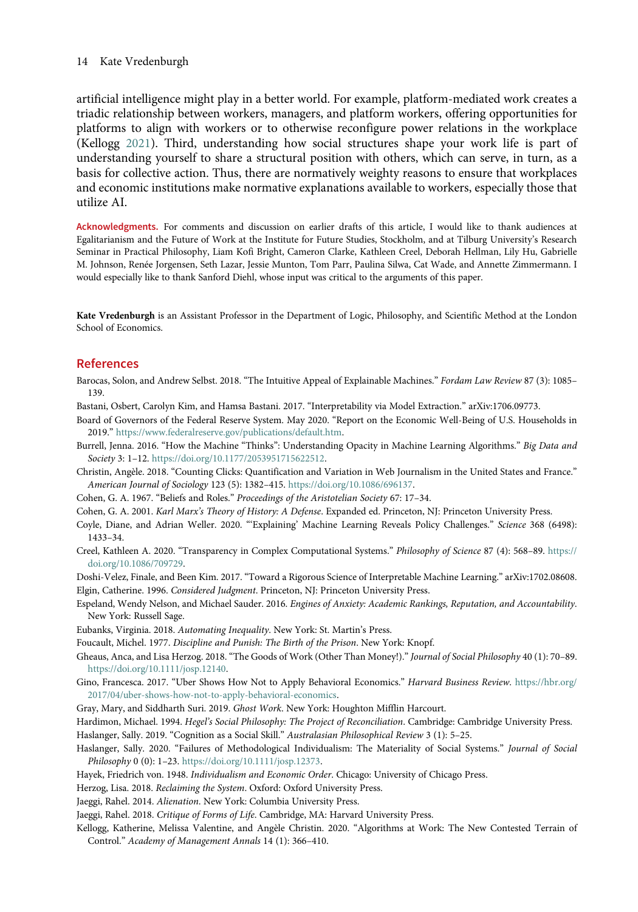artificial intelligence might play in a better world. For example, platform-mediated work creates a triadic relationship between workers, managers, and platform workers, offering opportunities for platforms to align with workers or to otherwise reconfigure power relations in the workplace (Kellogg 2021). Third, understanding how social structures shape your work life is part of understanding yourself to share a structural position with others, which can serve, in turn, as a basis for collective action. Thus, there are normatively weighty reasons to ensure that workplaces and economic institutions make normative explanations available to workers, especially those that utilize AI.

**Acknowledgments.** For comments and discussion on earlier drafts of this article, I would like to thank audiences at Egalitarianism and the Future of Work at the Institute for Future Studies, Stockholm, and at Tilburg University's Research Seminar in Practical Philosophy, Liam Kofi Bright, Cameron Clarke, Kathleen Creel, Deborah Hellman, Lily Hu, Gabrielle M. Johnson, Renée Jorgensen, Seth Lazar, Jessie Munton, Tom Parr, Paulina Silwa, Cat Wade, and Annette Zimmermann. I would especially like to thank Sanford Diehl, whose input was critical to the arguments of this paper.

**Kate Vredenburgh** is an Assistant Professor in the Department of Logic, Philosophy, and Scientific Method at the London School of Economics.

## References

Barocas, Solon, and Andrew Selbst. 2018. "The Intuitive Appeal of Explainable Machines." *Fordam Law Review* 87 (3): 1085–139.

Bastani, Osbert, Carolyn Kim, and Hamsa Bastani. 2017. "Interpretability via Model Extraction." arXiv:1706.09773.

Board of Governors of the Federal Reserve System. May 2020. "Report on the Economic Well-Being of U.S. Households in 2019." https://www.federalreserve.gov/publications/default.htm.

Burrell, Jenna. 2016. "How the Machine "Thinks": Understanding Opacity in Machine Learning Algorithms." *Big Data and Society* 3: 1–12. https://doi.org/10.1177/2053951715622512.

Christin, Angèle. 2018. "Counting Clicks: Quantification and Variation in Web Journalism in the United States and France." *American Journal of Sociology* 123 (5): 1382–415. https://doi.org/10.1086/696137.

Cohen, G. A. 1967. "Beliefs and Roles." *Proceedings of the Aristotelian Society* 67: 17–34.

Cohen, G. A. 2001. *Karl Marx's Theory of History: A Defense*. Expanded ed. Princeton, NJ: Princeton University Press.

Coyle, Diane, and Adrian Weller. 2020. "'Explaining' Machine Learning Reveals Policy Challenges." *Science* 368 (6498): 1433–34.

Creel, Kathleen A. 2020. "Transparency in Complex Computational Systems." *Philosophy of Science* 87 (4): 568–89. https://doi.org/10.1086/709729.

Doshi-Velez, Finale, and Been Kim. 2017. "Toward a Rigorous Science of Interpretable Machine Learning." arXiv:1702.08608.

Elgin, Catherine. 1996. *Considered Judgment*. Princeton, NJ: Princeton University Press.

Espeland, Wendy Nelson, and Michael Sauder. 2016. *Engines of Anxiety: Academic Rankings, Reputation, and Accountability*. New York: Russell Sage.

Eubanks, Virginia. 2018. *Automating Inequality*. New York: St. Martin's Press.

Foucault, Michel. 1977. *Discipline and Punish: The Birth of the Prison*. New York: Knopf.

Gheaus, Anca, and Lisa Herzog. 2018. "The Goods of Work (Other Than Money!)." *Journal of Social Philosophy* 40 (1): 70–89. https://doi.org/10.1111/josp.12140.

Gino, Francesca. 2017. "Uber Shows How Not to Apply Behavioral Economics." *Harvard Business Review*. https://hbr.org/2017/04/uber-shows-how-not-to-apply-behavioral-economics.

Gray, Mary, and Siddharth Suri. 2019. *Ghost Work*. New York: Houghton Mifflin Harcourt.

Hardimon, Michael. 1994. *Hegel's Social Philosophy: The Project of Reconciliation*. Cambridge: Cambridge University Press.

Haslanger, Sally. 2019. "Cognition as a Social Skill." *Australasian Philosophical Review* 3 (1): 5–25.

Haslanger, Sally. 2020. "Failures of Methodological Individualism: The Materiality of Social Systems." *Journal of Social Philosophy* 0 (0): 1–23. https://doi.org/10.1111/josp.12373.

Hayek, Friedrich von. 1948. *Individualism and Economic Order*. Chicago: University of Chicago Press.

Herzog, Lisa. 2018. *Reclaiming the System*. Oxford: Oxford University Press.

Jaeggi, Rahel. 2014. *Alienation*. New York: Columbia University Press.

Jaeggi, Rahel. 2018. *Critique of Forms of Life*. Cambridge, MA: Harvard University Press.

Kellogg, Katherine, Melissa Valentine, and Angèle Christin. 2020. "Algorithms at Work: The New Contested Terrain of Control." *Academy of Management Annals* 14 (1): 366–410.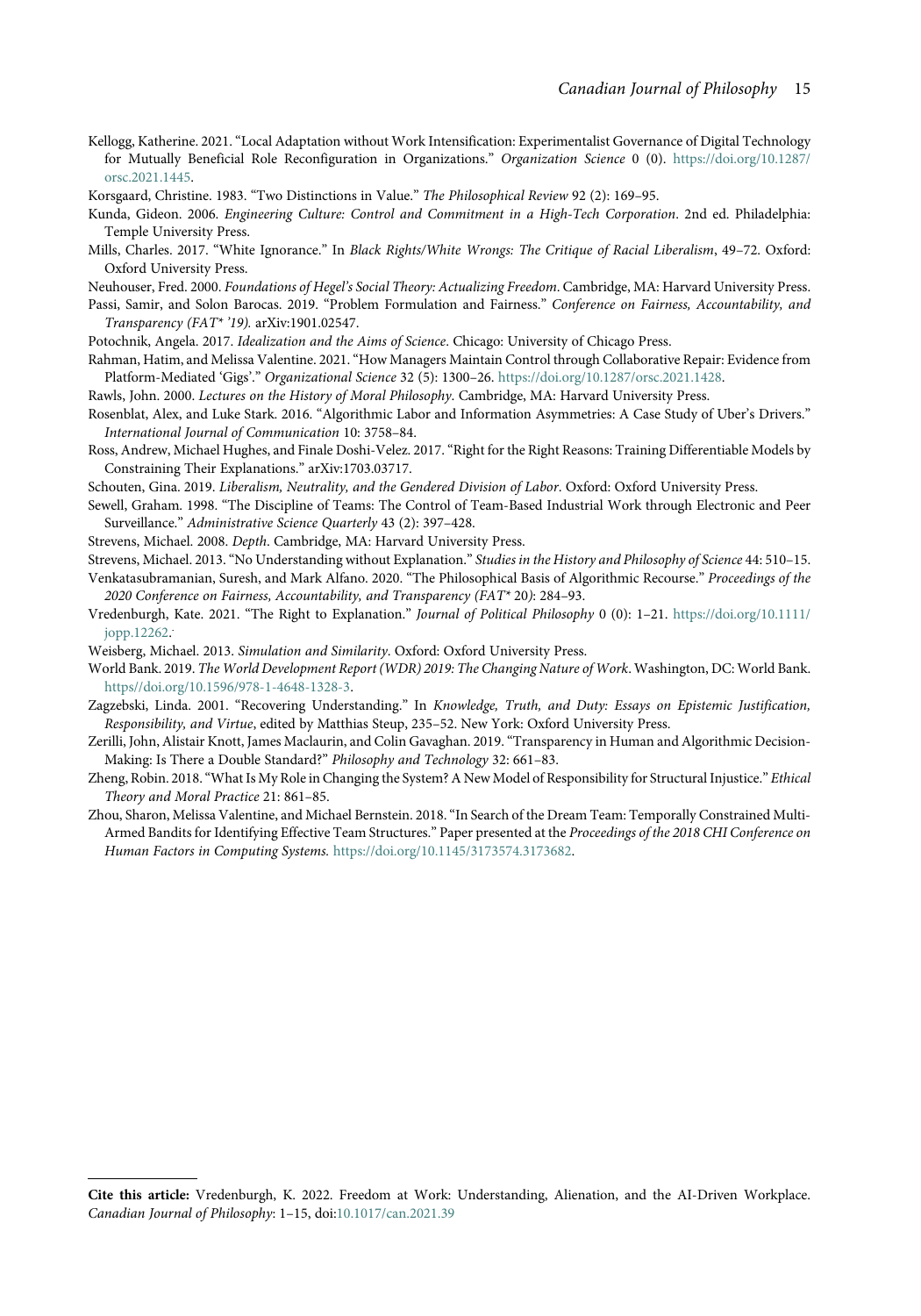Kellogg, Katherine. 2021. "Local Adaptation without Work Intensification: Experimentalist Governance of Digital Technology for Mutually Beneficial Role Reconfiguration in Organizations." *Organization Science* 0 (0). https://doi.org/10.1287/orsc.2021.1445.

Korsgaard, Christine. 1983. "Two Distinctions in Value." *The Philosophical Review* 92 (2): 169–95.

Kunda, Gideon. 2006. *Engineering Culture: Control and Commitment in a High-Tech Corporation*. 2nd ed. Philadelphia: Temple University Press.

Mills, Charles. 2017. "White Ignorance." In *Black Rights/White Wrongs: The Critique of Racial Liberalism*, 49–72. Oxford: Oxford University Press.

Neuhouser, Fred. 2000. *Foundations of Hegel's Social Theory: Actualizing Freedom*. Cambridge, MA: Harvard University Press.

Passi, Samir, and Solon Barocas. 2019. "Problem Formulation and Fairness." *Conference on Fairness, Accountability, and Transparency (FAT\* '19)*. arXiv:1901.02547.

Potochnik, Angela. 2017. *Idealization and the Aims of Science*. Chicago: University of Chicago Press.

Rahman, Hatim, and Melissa Valentine. 2021. "How Managers Maintain Control through Collaborative Repair: Evidence from Platform-Mediated 'Gigs'." *Organizational Science* 32 (5): 1300–26. https://doi.org/10.1287/orsc.2021.1428.

Rawls, John. 2000. *Lectures on the History of Moral Philosophy*. Cambridge, MA: Harvard University Press.

Rosenblat, Alex, and Luke Stark. 2016. "Algorithmic Labor and Information Asymmetries: A Case Study of Uber's Drivers." *International Journal of Communication* 10: 3758–84.

Ross, Andrew, Michael Hughes, and Finale Doshi-Velez. 2017. "Right for the Right Reasons: Training Differentiable Models by Constraining Their Explanations." arXiv:1703.03717.

Schouten, Gina. 2019. *Liberalism, Neutrality, and the Gendered Division of Labor*. Oxford: Oxford University Press.

Sewell, Graham. 1998. "The Discipline of Teams: The Control of Team-Based Industrial Work through Electronic and Peer Surveillance." *Administrative Science Quarterly* 43 (2): 397–428.

Strevens, Michael. 2008. *Depth*. Cambridge, MA: Harvard University Press.

Strevens, Michael. 2013. "No Understanding without Explanation." *Studies in the History and Philosophy of Science* 44: 510–15.

Venkatasubramanian, Suresh, and Mark Alfano. 2020. "The Philosophical Basis of Algorithmic Recourse." *Proceedings of the 2020 Conference on Fairness, Accountability, and Transparency (FAT\* 20)*: 284–93.

Vredenburgh, Kate. 2021. "The Right to Explanation." *Journal of Political Philosophy* 0 (0): 1–21. https://doi.org/10.1111/jopp.12262.

Weisberg, Michael. 2013. *Simulation and Similarity*. Oxford: Oxford University Press.

World Bank. 2019. *The World Development Report (WDR) 2019: The Changing Nature of Work*. Washington, DC: World Bank. https//doi.org/10.1596/978-1-4648-1328-3.

Zagzebski, Linda. 2001. "Recovering Understanding." In *Knowledge, Truth, and Duty: Essays on Epistemic Justification, Responsibility, and Virtue*, edited by Matthias Steup, 235–52. New York: Oxford University Press.

Zerilli, John, Alistair Knott, James Maclaurin, and Colin Gavaghan. 2019. "Transparency in Human and Algorithmic Decision-Making: Is There a Double Standard?" *Philosophy and Technology* 32: 661–83.

Zheng, Robin. 2018. "What Is My Role in Changing the System? A New Model of Responsibility for Structural Injustice." *Ethical Theory and Moral Practice* 21: 861–85.

Zhou, Sharon, Melissa Valentine, and Michael Bernstein. 2018. "In Search of the Dream Team: Temporally Constrained Multi-Armed Bandits for Identifying Effective Team Structures." Paper presented at the *Proceedings of the 2018 CHI Conference on Human Factors in Computing Systems*. https://doi.org/10.1145/3173574.3173682.

---

**Cite this article:** Vredenburgh, K. 2022. Freedom at Work: Understanding, Alienation, and the AI-Driven Workplace. *Canadian Journal of Philosophy*: 1–15, doi:10.1017/can.2021.39